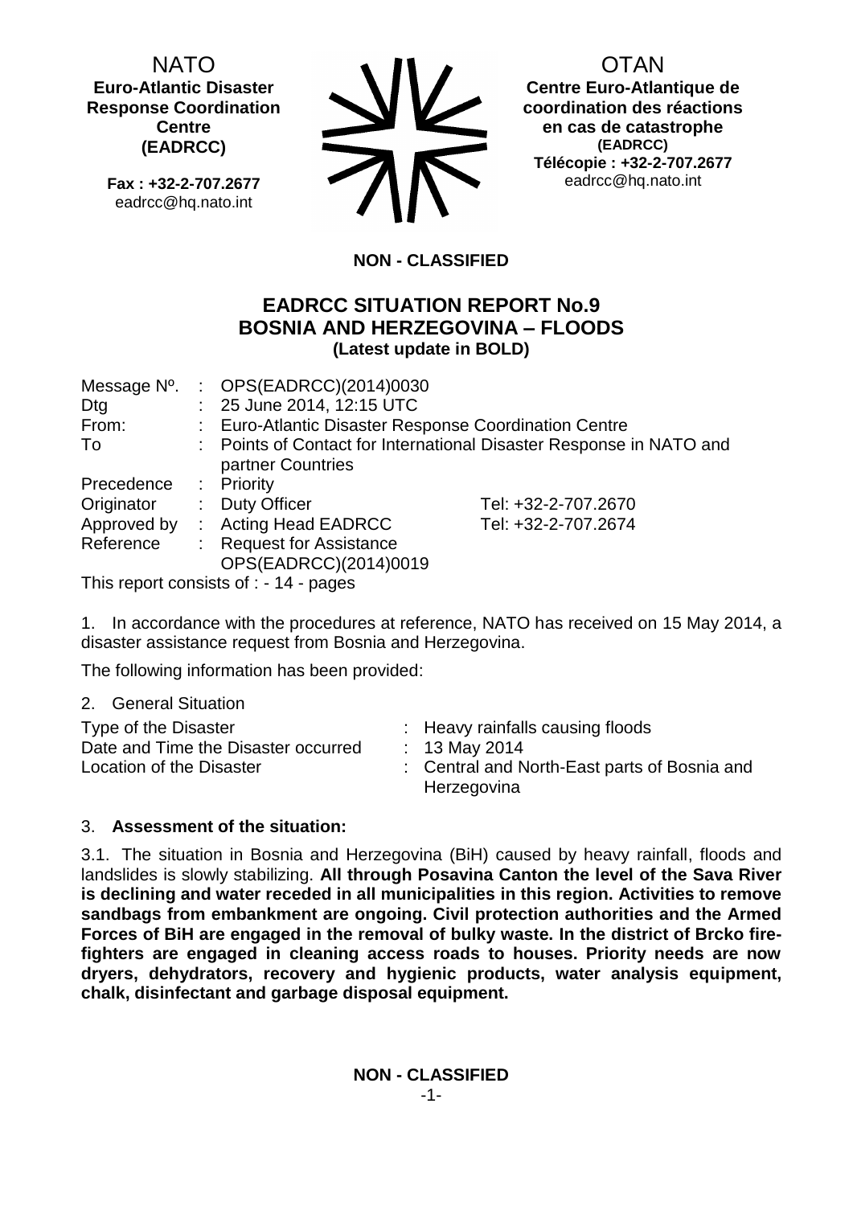NATO
**Euro-Atlantic Disaster Response Coordination Centre (EADRCC)**

**Fax : +32-2-707.2677**
eadrcc@hq.nato.int

OTAN
**Centre Euro-Atlantique de coordination des réactions en cas de catastrophe (EADRCC)**
**Télécopie : +32-2-707.2677**
eadrcc@hq.nato.int

**NON - CLASSIFIED**

# EADRCC SITUATION REPORT No.9
# BOSNIA AND HERZEGOVINA – FLOODS
**(Latest update in BOLD)**

| | | | |
|---|---|---|---|
| Message Nº. | : | OPS(EADRCC)(2014)0030 | |
| Dtg | : | 25 June 2014, 12:15 UTC | |
| From: | : | Euro-Atlantic Disaster Response Coordination Centre | |
| To | : | Points of Contact for International Disaster Response in NATO and partner Countries | |
| Precedence | : | Priority | |
| Originator | : | Duty Officer | Tel: +32-2-707.2670 |
| Approved by | : | Acting Head EADRCC | Tel: +32-2-707.2674 |
| Reference | : | Request for Assistance OPS(EADRCC)(2014)0019 | |

This report consists of : - 14 - pages

1. In accordance with the procedures at reference, NATO has received on 15 May 2014, a disaster assistance request from Bosnia and Herzegovina.

The following information has been provided:

2. General Situation

| | | |
|---|---|---|
| Type of the Disaster | : | Heavy rainfalls causing floods |
| Date and Time the Disaster occurred | : | 13 May 2014 |
| Location of the Disaster | : | Central and North-East parts of Bosnia and Herzegovina |

3. **Assessment of the situation:**

3.1. The situation in Bosnia and Herzegovina (BiH) caused by heavy rainfall, floods and landslides is slowly stabilizing. **All through Posavina Canton the level of the Sava River is declining and water receded in all municipalities in this region. Activities to remove sandbags from embankment are ongoing. Civil protection authorities and the Armed Forces of BiH are engaged in the removal of bulky waste. In the district of Brcko fire-fighters are engaged in cleaning access roads to houses. Priority needs are now dryers, dehydrators, recovery and hygienic products, water analysis equipment, chalk, disinfectant and garbage disposal equipment.**

**NON - CLASSIFIED**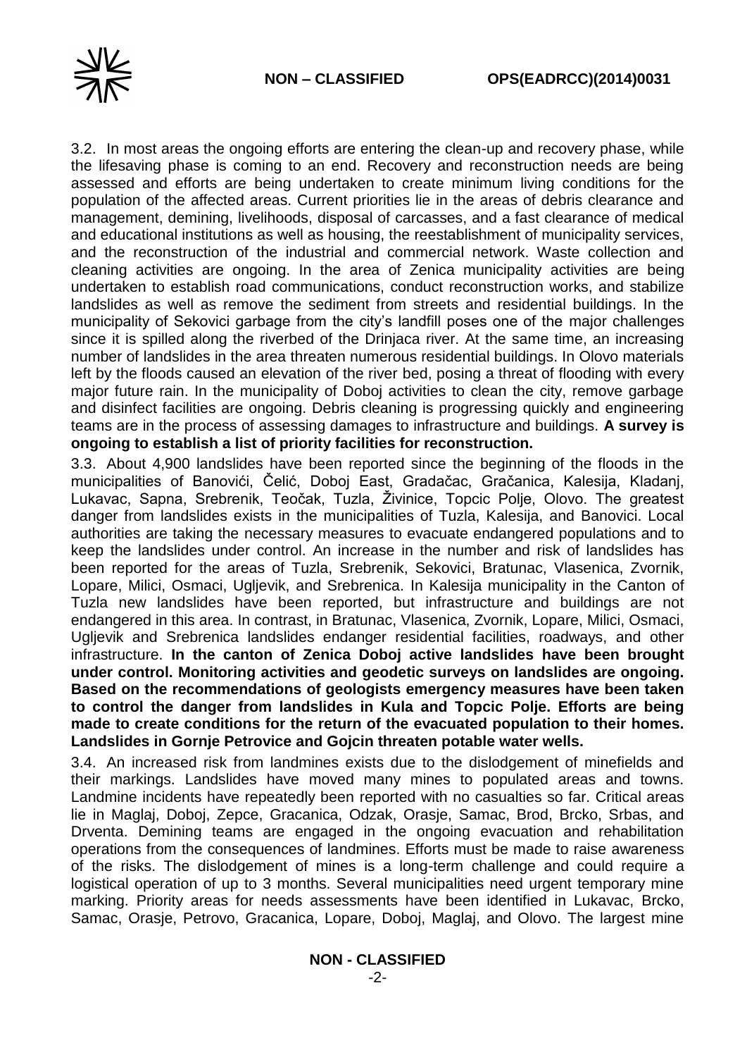3.2. In most areas the ongoing efforts are entering the clean-up and recovery phase, while the lifesaving phase is coming to an end. Recovery and reconstruction needs are being assessed and efforts are being undertaken to create minimum living conditions for the population of the affected areas. Current priorities lie in the areas of debris clearance and management, demining, livelihoods, disposal of carcasses, and a fast clearance of medical and educational institutions as well as housing, the reestablishment of municipality services, and the reconstruction of the industrial and commercial network. Waste collection and cleaning activities are ongoing. In the area of Zenica municipality activities are being undertaken to establish road communications, conduct reconstruction works, and stabilize landslides as well as remove the sediment from streets and residential buildings. In the municipality of Sekovici garbage from the city's landfill poses one of the major challenges since it is spilled along the riverbed of the Drinjaca river. At the same time, an increasing number of landslides in the area threaten numerous residential buildings. In Olovo materials left by the floods caused an elevation of the river bed, posing a threat of flooding with every major future rain. In the municipality of Doboj activities to clean the city, remove garbage and disinfect facilities are ongoing. Debris cleaning is progressing quickly and engineering teams are in the process of assessing damages to infrastructure and buildings. **A survey is ongoing to establish a list of priority facilities for reconstruction.**

3.3. About 4,900 landslides have been reported since the beginning of the floods in the municipalities of Banovići, Čelić, Doboj East, Gradačac, Gračanica, Kalesija, Kladanj, Lukavac, Sapna, Srebrenik, Teočak, Tuzla, Živinice, Topcic Polje, Olovo. The greatest danger from landslides exists in the municipalities of Tuzla, Kalesija, and Banovici. Local authorities are taking the necessary measures to evacuate endangered populations and to keep the landslides under control. An increase in the number and risk of landslides has been reported for the areas of Tuzla, Srebrenik, Sekovici, Bratunac, Vlasenica, Zvornik, Lopare, Milici, Osmaci, Ugljevik, and Srebrenica. In Kalesija municipality in the Canton of Tuzla new landslides have been reported, but infrastructure and buildings are not endangered in this area. In contrast, in Bratunac, Vlasenica, Zvornik, Lopare, Milici, Osmaci, Ugljevik and Srebrenica landslides endanger residential facilities, roadways, and other infrastructure. **In the canton of Zenica Doboj active landslides have been brought under control. Monitoring activities and geodetic surveys on landslides are ongoing. Based on the recommendations of geologists emergency measures have been taken to control the danger from landslides in Kula and Topcic Polje. Efforts are being made to create conditions for the return of the evacuated population to their homes. Landslides in Gornje Petrovice and Gojcin threaten potable water wells.**

3.4. An increased risk from landmines exists due to the dislodgement of minefields and their markings. Landslides have moved many mines to populated areas and towns. Landmine incidents have repeatedly been reported with no casualties so far. Critical areas lie in Maglaj, Doboj, Zepce, Gracanica, Odzak, Orasje, Samac, Brod, Brcko, Srbas, and Drventa. Demining teams are engaged in the ongoing evacuation and rehabilitation operations from the consequences of landmines. Efforts must be made to raise awareness of the risks. The dislodgement of mines is a long-term challenge and could require a logistical operation of up to 3 months. Several municipalities need urgent temporary mine marking. Priority areas for needs assessments have been identified in Lukavac, Brcko, Samac, Orasje, Petrovo, Gracanica, Lopare, Doboj, Maglaj, and Olovo. The largest mine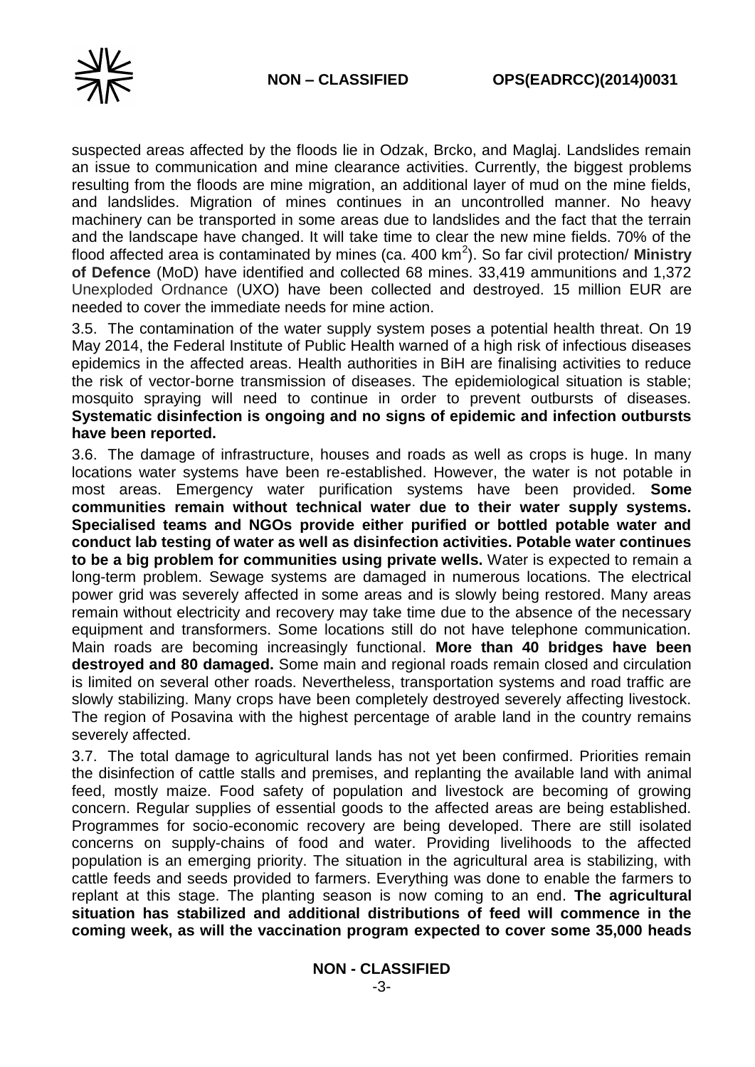suspected areas affected by the floods lie in Odzak, Brcko, and Maglaj. Landslides remain an issue to communication and mine clearance activities. Currently, the biggest problems resulting from the floods are mine migration, an additional layer of mud on the mine fields, and landslides. Migration of mines continues in an uncontrolled manner. No heavy machinery can be transported in some areas due to landslides and the fact that the terrain and the landscape have changed. It will take time to clear the new mine fields. 70% of the flood affected area is contaminated by mines (ca. 400 km$^2$). So far civil protection/ **Ministry of Defence** (MoD) have identified and collected 68 mines. 33,419 ammunitions and 1,372 Unexploded Ordnance (UXO) have been collected and destroyed. 15 million EUR are needed to cover the immediate needs for mine action.

3.5. The contamination of the water supply system poses a potential health threat. On 19 May 2014, the Federal Institute of Public Health warned of a high risk of infectious diseases epidemics in the affected areas. Health authorities in BiH are finalising activities to reduce the risk of vector-borne transmission of diseases. The epidemiological situation is stable; mosquito spraying will need to continue in order to prevent outbursts of diseases. **Systematic disinfection is ongoing and no signs of epidemic and infection outbursts have been reported.**

3.6. The damage of infrastructure, houses and roads as well as crops is huge. In many locations water systems have been re-established. However, the water is not potable in most areas. Emergency water purification systems have been provided. **Some communities remain without technical water due to their water supply systems. Specialised teams and NGOs provide either purified or bottled potable water and conduct lab testing of water as well as disinfection activities. Potable water continues to be a big problem for communities using private wells.** Water is expected to remain a long-term problem. Sewage systems are damaged in numerous locations. The electrical power grid was severely affected in some areas and is slowly being restored. Many areas remain without electricity and recovery may take time due to the absence of the necessary equipment and transformers. Some locations still do not have telephone communication. Main roads are becoming increasingly functional. **More than 40 bridges have been destroyed and 80 damaged.** Some main and regional roads remain closed and circulation is limited on several other roads. Nevertheless, transportation systems and road traffic are slowly stabilizing. Many crops have been completely destroyed severely affecting livestock. The region of Posavina with the highest percentage of arable land in the country remains severely affected.

3.7. The total damage to agricultural lands has not yet been confirmed. Priorities remain the disinfection of cattle stalls and premises, and replanting the available land with animal feed, mostly maize. Food safety of population and livestock are becoming of growing concern. Regular supplies of essential goods to the affected areas are being established. Programmes for socio-economic recovery are being developed. There are still isolated concerns on supply-chains of food and water. Providing livelihoods to the affected population is an emerging priority. The situation in the agricultural area is stabilizing, with cattle feeds and seeds provided to farmers. Everything was done to enable the farmers to replant at this stage. The planting season is now coming to an end. **The agricultural situation has stabilized and additional distributions of feed will commence in the coming week, as will the vaccination program expected to cover some 35,000 heads**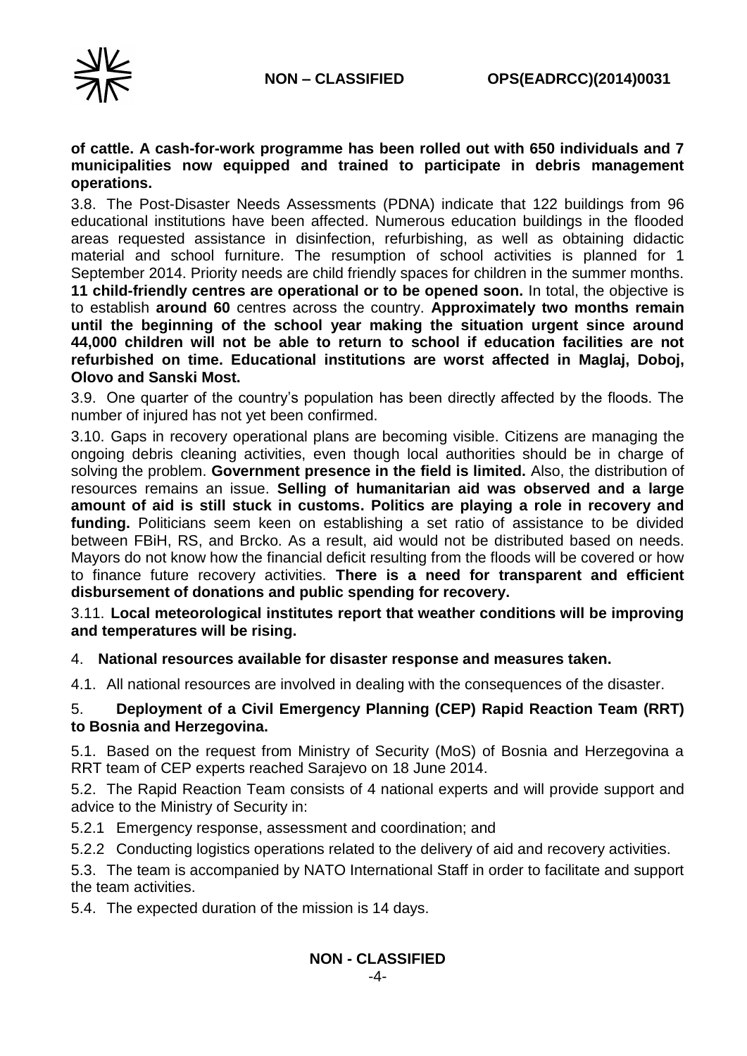**of cattle. A cash-for-work programme has been rolled out with 650 individuals and 7 municipalities now equipped and trained to participate in debris management operations.**

3.8. The Post-Disaster Needs Assessments (PDNA) indicate that 122 buildings from 96 educational institutions have been affected. Numerous education buildings in the flooded areas requested assistance in disinfection, refurbishing, as well as obtaining didactic material and school furniture. The resumption of school activities is planned for 1 September 2014. Priority needs are child friendly spaces for children in the summer months. **11 child-friendly centres are operational or to be opened soon.** In total, the objective is to establish **around 60** centres across the country. **Approximately two months remain until the beginning of the school year making the situation urgent since around 44,000 children will not be able to return to school if education facilities are not refurbished on time. Educational institutions are worst affected in Maglaj, Doboj, Olovo and Sanski Most.**

3.9. One quarter of the country's population has been directly affected by the floods. The number of injured has not yet been confirmed.

3.10. Gaps in recovery operational plans are becoming visible. Citizens are managing the ongoing debris cleaning activities, even though local authorities should be in charge of solving the problem. **Government presence in the field is limited.** Also, the distribution of resources remains an issue. **Selling of humanitarian aid was observed and a large amount of aid is still stuck in customs. Politics are playing a role in recovery and funding.** Politicians seem keen on establishing a set ratio of assistance to be divided between FBiH, RS, and Brcko. As a result, aid would not be distributed based on needs. Mayors do not know how the financial deficit resulting from the floods will be covered or how to finance future recovery activities. **There is a need for transparent and efficient disbursement of donations and public spending for recovery.**

3.11. **Local meteorological institutes report that weather conditions will be improving and temperatures will be rising.**

## 4. National resources available for disaster response and measures taken.

4.1. All national resources are involved in dealing with the consequences of the disaster.

## 5. Deployment of a Civil Emergency Planning (CEP) Rapid Reaction Team (RRT) to Bosnia and Herzegovina.

5.1. Based on the request from Ministry of Security (MoS) of Bosnia and Herzegovina a RRT team of CEP experts reached Sarajevo on 18 June 2014.

5.2. The Rapid Reaction Team consists of 4 national experts and will provide support and advice to the Ministry of Security in:

5.2.1 Emergency response, assessment and coordination; and

5.2.2 Conducting logistics operations related to the delivery of aid and recovery activities.

5.3. The team is accompanied by NATO International Staff in order to facilitate and support the team activities.

5.4. The expected duration of the mission is 14 days.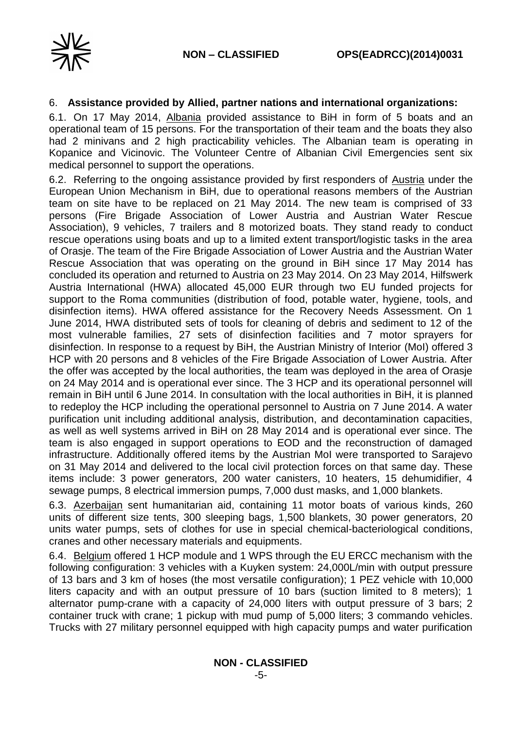6. **Assistance provided by Allied, partner nations and international organizations:**

6.1. On 17 May 2014, Albania provided assistance to BiH in form of 5 boats and an operational team of 15 persons. For the transportation of their team and the boats they also had 2 minivans and 2 high practicability vehicles. The Albanian team is operating in Kopanice and Vicinovic. The Volunteer Centre of Albanian Civil Emergencies sent six medical personnel to support the operations.

6.2. Referring to the ongoing assistance provided by first responders of Austria under the European Union Mechanism in BiH, due to operational reasons members of the Austrian team on site have to be replaced on 21 May 2014. The new team is comprised of 33 persons (Fire Brigade Association of Lower Austria and Austrian Water Rescue Association), 9 vehicles, 7 trailers and 8 motorized boats. They stand ready to conduct rescue operations using boats and up to a limited extent transport/logistic tasks in the area of Orasje. The team of the Fire Brigade Association of Lower Austria and the Austrian Water Rescue Association that was operating on the ground in BiH since 17 May 2014 has concluded its operation and returned to Austria on 23 May 2014. On 23 May 2014, Hilfswerk Austria International (HWA) allocated 45,000 EUR through two EU funded projects for support to the Roma communities (distribution of food, potable water, hygiene, tools, and disinfection items). HWA offered assistance for the Recovery Needs Assessment. On 1 June 2014, HWA distributed sets of tools for cleaning of debris and sediment to 12 of the most vulnerable families, 27 sets of disinfection facilities and 7 motor sprayers for disinfection. In response to a request by BiH, the Austrian Ministry of Interior (MoI) offered 3 HCP with 20 persons and 8 vehicles of the Fire Brigade Association of Lower Austria. After the offer was accepted by the local authorities, the team was deployed in the area of Orasje on 24 May 2014 and is operational ever since. The 3 HCP and its operational personnel will remain in BiH until 6 June 2014. In consultation with the local authorities in BiH, it is planned to redeploy the HCP including the operational personnel to Austria on 7 June 2014. A water purification unit including additional analysis, distribution, and decontamination capacities, as well as well systems arrived in BiH on 28 May 2014 and is operational ever since. The team is also engaged in support operations to EOD and the reconstruction of damaged infrastructure. Additionally offered items by the Austrian MoI were transported to Sarajevo on 31 May 2014 and delivered to the local civil protection forces on that same day. These items include: 3 power generators, 200 water canisters, 10 heaters, 15 dehumidifier, 4 sewage pumps, 8 electrical immersion pumps, 7,000 dust masks, and 1,000 blankets.

6.3. Azerbaijan sent humanitarian aid, containing 11 motor boats of various kinds, 260 units of different size tents, 300 sleeping bags, 1,500 blankets, 30 power generators, 20 units water pumps, sets of clothes for use in special chemical-bacteriological conditions, cranes and other necessary materials and equipments.

6.4. Belgium offered 1 HCP module and 1 WPS through the EU ERCC mechanism with the following configuration: 3 vehicles with a Kuyken system: 24,000L/min with output pressure of 13 bars and 3 km of hoses (the most versatile configuration); 1 PEZ vehicle with 10,000 liters capacity and with an output pressure of 10 bars (suction limited to 8 meters); 1 alternator pump-crane with a capacity of 24,000 liters with output pressure of 3 bars; 2 container truck with crane; 1 pickup with mud pump of 5,000 liters; 3 commando vehicles. Trucks with 27 military personnel equipped with high capacity pumps and water purification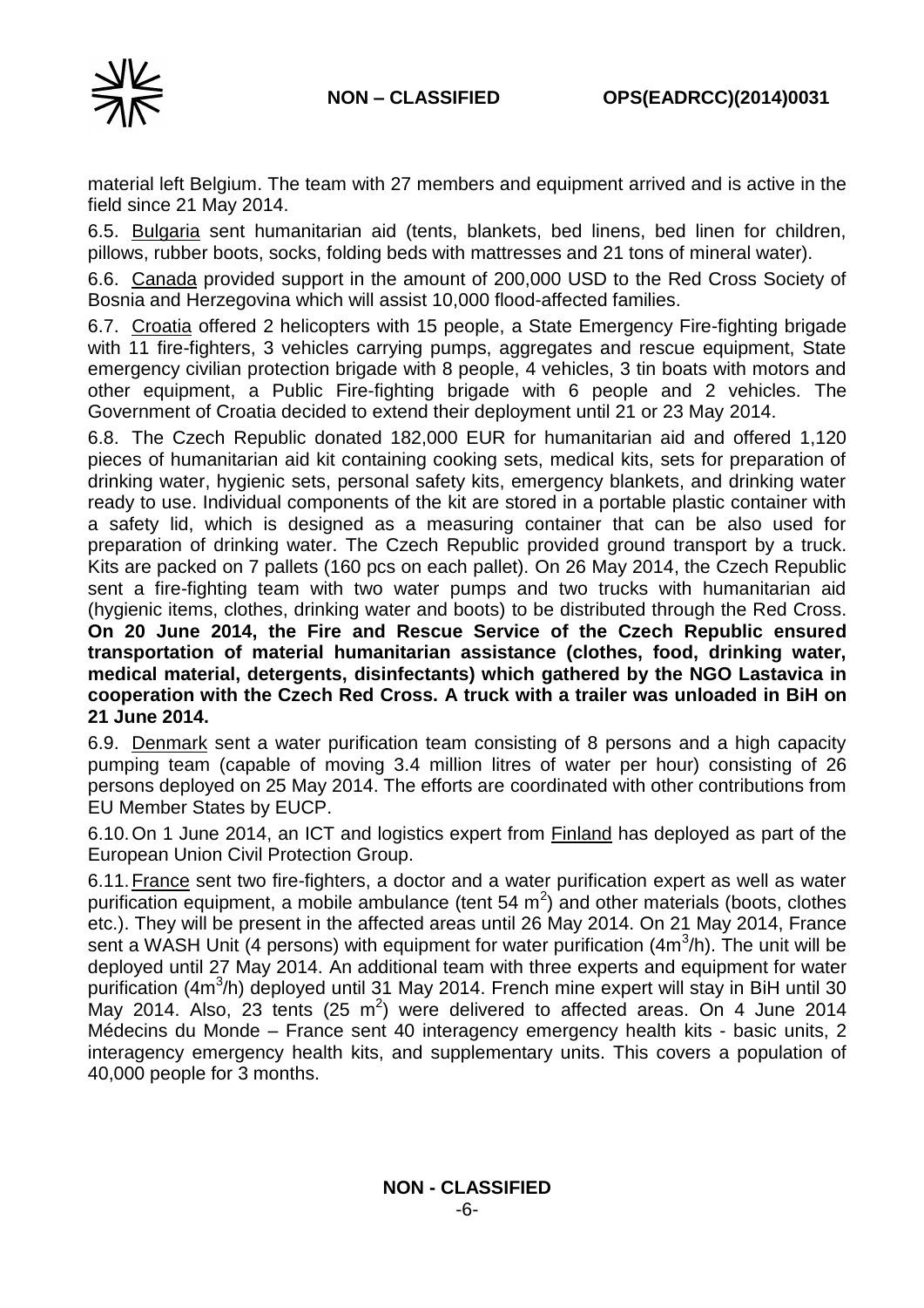material left Belgium. The team with 27 members and equipment arrived and is active in the field since 21 May 2014.

6.5. Bulgaria sent humanitarian aid (tents, blankets, bed linens, bed linen for children, pillows, rubber boots, socks, folding beds with mattresses and 21 tons of mineral water).

6.6. Canada provided support in the amount of 200,000 USD to the Red Cross Society of Bosnia and Herzegovina which will assist 10,000 flood-affected families.

6.7. Croatia offered 2 helicopters with 15 people, a State Emergency Fire-fighting brigade with 11 fire-fighters, 3 vehicles carrying pumps, aggregates and rescue equipment, State emergency civilian protection brigade with 8 people, 4 vehicles, 3 tin boats with motors and other equipment, a Public Fire-fighting brigade with 6 people and 2 vehicles. The Government of Croatia decided to extend their deployment until 21 or 23 May 2014.

6.8. The Czech Republic donated 182,000 EUR for humanitarian aid and offered 1,120 pieces of humanitarian aid kit containing cooking sets, medical kits, sets for preparation of drinking water, hygienic sets, personal safety kits, emergency blankets, and drinking water ready to use. Individual components of the kit are stored in a portable plastic container with a safety lid, which is designed as a measuring container that can be also used for preparation of drinking water. The Czech Republic provided ground transport by a truck. Kits are packed on 7 pallets (160 pcs on each pallet). On 26 May 2014, the Czech Republic sent a fire-fighting team with two water pumps and two trucks with humanitarian aid (hygienic items, clothes, drinking water and boots) to be distributed through the Red Cross. **On 20 June 2014, the Fire and Rescue Service of the Czech Republic ensured transportation of material humanitarian assistance (clothes, food, drinking water, medical material, detergents, disinfectants) which gathered by the NGO Lastavica in cooperation with the Czech Red Cross. A truck with a trailer was unloaded in BiH on 21 June 2014.**

6.9. Denmark sent a water purification team consisting of 8 persons and a high capacity pumping team (capable of moving 3.4 million litres of water per hour) consisting of 26 persons deployed on 25 May 2014. The efforts are coordinated with other contributions from EU Member States by EUCP.

6.10. On 1 June 2014, an ICT and logistics expert from Finland has deployed as part of the European Union Civil Protection Group.

6.11. France sent two fire-fighters, a doctor and a water purification expert as well as water purification equipment, a mobile ambulance (tent 54 $m^2$) and other materials (boots, clothes etc.). They will be present in the affected areas until 26 May 2014. On 21 May 2014, France sent a WASH Unit (4 persons) with equipment for water purification (4$m^3$/h). The unit will be deployed until 27 May 2014. An additional team with three experts and equipment for water purification (4$m^3$/h) deployed until 31 May 2014. French mine expert will stay in BiH until 30 May 2014. Also, 23 tents (25 $m^2$) were delivered to affected areas. On 4 June 2014 Médecins du Monde – France sent 40 interagency emergency health kits - basic units, 2 interagency emergency health kits, and supplementary units. This covers a population of 40,000 people for 3 months.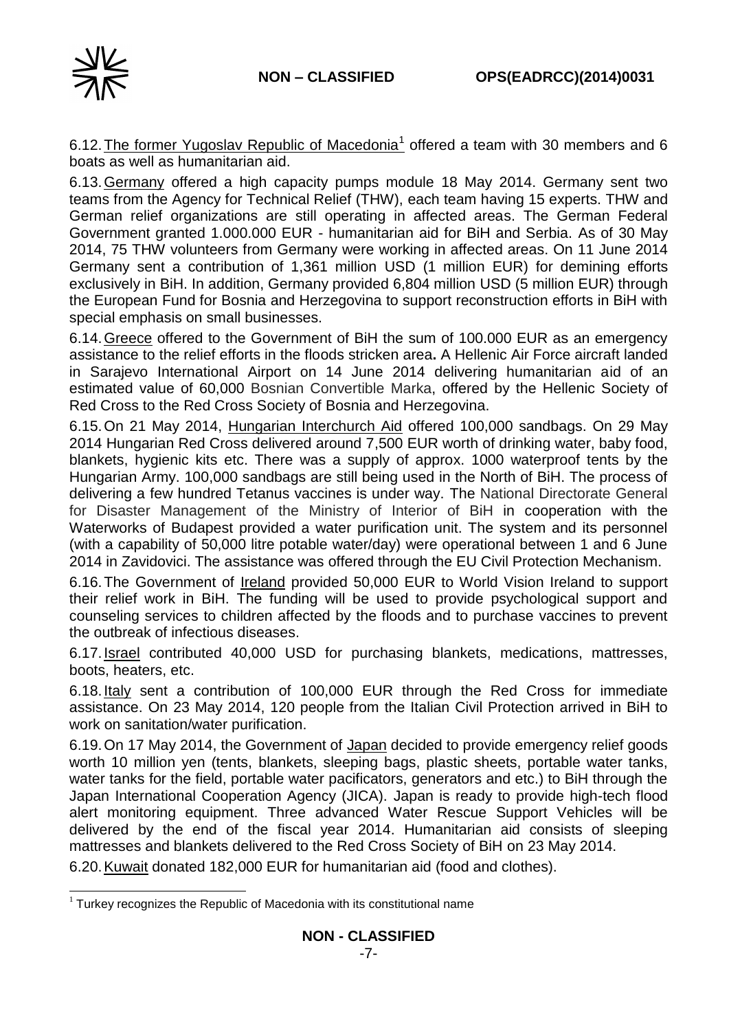6.12. The former Yugoslav Republic of Macedonia[1] offered a team with 30 members and 6 boats as well as humanitarian aid.

6.13. Germany offered a high capacity pumps module 18 May 2014. Germany sent two teams from the Agency for Technical Relief (THW), each team having 15 experts. THW and German relief organizations are still operating in affected areas. The German Federal Government granted 1.000.000 EUR - humanitarian aid for BiH and Serbia. As of 30 May 2014, 75 THW volunteers from Germany were working in affected areas. On 11 June 2014 Germany sent a contribution of 1,361 million USD (1 million EUR) for demining efforts exclusively in BiH. In addition, Germany provided 6,804 million USD (5 million EUR) through the European Fund for Bosnia and Herzegovina to support reconstruction efforts in BiH with special emphasis on small businesses.

6.14. Greece offered to the Government of BiH the sum of 100.000 EUR as an emergency assistance to the relief efforts in the floods stricken area**.** A Hellenic Air Force aircraft landed in Sarajevo International Airport on 14 June 2014 delivering humanitarian aid of an estimated value of 60,000 Bosnian Convertible Marka, offered by the Hellenic Society of Red Cross to the Red Cross Society of Bosnia and Herzegovina.

6.15. On 21 May 2014, Hungarian Interchurch Aid offered 100,000 sandbags. On 29 May 2014 Hungarian Red Cross delivered around 7,500 EUR worth of drinking water, baby food, blankets, hygienic kits etc. There was a supply of approx. 1000 waterproof tents by the Hungarian Army. 100,000 sandbags are still being used in the North of BiH. The process of delivering a few hundred Tetanus vaccines is under way. The National Directorate General for Disaster Management of the Ministry of Interior of BiH in cooperation with the Waterworks of Budapest provided a water purification unit. The system and its personnel (with a capability of 50,000 litre potable water/day) were operational between 1 and 6 June 2014 in Zavidovici. The assistance was offered through the EU Civil Protection Mechanism.

6.16. The Government of Ireland provided 50,000 EUR to World Vision Ireland to support their relief work in BiH. The funding will be used to provide psychological support and counseling services to children affected by the floods and to purchase vaccines to prevent the outbreak of infectious diseases.

6.17. Israel contributed 40,000 USD for purchasing blankets, medications, mattresses, boots, heaters, etc.

6.18. Italy sent a contribution of 100,000 EUR through the Red Cross for immediate assistance. On 23 May 2014, 120 people from the Italian Civil Protection arrived in BiH to work on sanitation/water purification.

6.19. On 17 May 2014, the Government of Japan decided to provide emergency relief goods worth 10 million yen (tents, blankets, sleeping bags, plastic sheets, portable water tanks, water tanks for the field, portable water pacificators, generators and etc.) to BiH through the Japan International Cooperation Agency (JICA). Japan is ready to provide high-tech flood alert monitoring equipment. Three advanced Water Rescue Support Vehicles will be delivered by the end of the fiscal year 2014. Humanitarian aid consists of sleeping mattresses and blankets delivered to the Red Cross Society of BiH on 23 May 2014.

6.20. Kuwait donated 182,000 EUR for humanitarian aid (food and clothes).

[1] Turkey recognizes the Republic of Macedonia with its constitutional name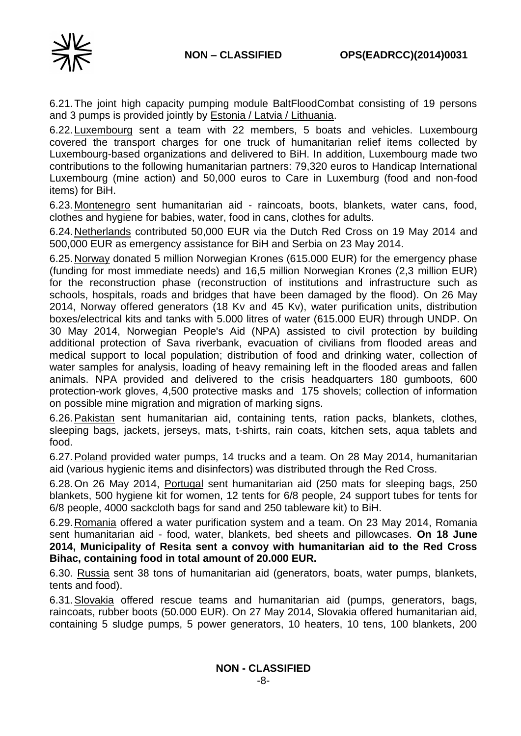6.21. The joint high capacity pumping module BaltFloodCombat consisting of 19 persons and 3 pumps is provided jointly by Estonia / Latvia / Lithuania.

6.22. Luxembourg sent a team with 22 members, 5 boats and vehicles. Luxembourg covered the transport charges for one truck of humanitarian relief items collected by Luxembourg-based organizations and delivered to BiH. In addition, Luxembourg made two contributions to the following humanitarian partners: 79,320 euros to Handicap International Luxembourg (mine action) and 50,000 euros to Care in Luxemburg (food and non-food items) for BiH.

6.23. Montenegro sent humanitarian aid - raincoats, boots, blankets, water cans, food, clothes and hygiene for babies, water, food in cans, clothes for adults.

6.24. Netherlands contributed 50,000 EUR via the Dutch Red Cross on 19 May 2014 and 500,000 EUR as emergency assistance for BiH and Serbia on 23 May 2014.

6.25. Norway donated 5 million Norwegian Krones (615.000 EUR) for the emergency phase (funding for most immediate needs) and 16,5 million Norwegian Krones (2,3 million EUR) for the reconstruction phase (reconstruction of institutions and infrastructure such as schools, hospitals, roads and bridges that have been damaged by the flood). On 26 May 2014, Norway offered generators (18 Kv and 45 Kv), water purification units, distribution boxes/electrical kits and tanks with 5.000 litres of water (615.000 EUR) through UNDP. On 30 May 2014, Norwegian People's Aid (NPA) assisted to civil protection by building additional protection of Sava riverbank, evacuation of civilians from flooded areas and medical support to local population; distribution of food and drinking water, collection of water samples for analysis, loading of heavy remaining left in the flooded areas and fallen animals. NPA provided and delivered to the crisis headquarters 180 gumboots, 600 protection-work gloves, 4,500 protective masks and 175 shovels; collection of information on possible mine migration and migration of marking signs.

6.26. Pakistan sent humanitarian aid, containing tents, ration packs, blankets, clothes, sleeping bags, jackets, jerseys, mats, t-shirts, rain coats, kitchen sets, aqua tablets and food.

6.27. Poland provided water pumps, 14 trucks and a team. On 28 May 2014, humanitarian aid (various hygienic items and disinfectors) was distributed through the Red Cross.

6.28. On 26 May 2014, Portugal sent humanitarian aid (250 mats for sleeping bags, 250 blankets, 500 hygiene kit for women, 12 tents for 6/8 people, 24 support tubes for tents for 6/8 people, 4000 sackcloth bags for sand and 250 tableware kit) to BiH.

6.29. Romania offered a water purification system and a team. On 23 May 2014, Romania sent humanitarian aid - food, water, blankets, bed sheets and pillowcases. **On 18 June 2014, Municipality of Resita sent a convoy with humanitarian aid to the Red Cross Bihac, containing food in total amount of 20.000 EUR.**

6.30. Russia sent 38 tons of humanitarian aid (generators, boats, water pumps, blankets, tents and food).

6.31. Slovakia offered rescue teams and humanitarian aid (pumps, generators, bags, raincoats, rubber boots (50.000 EUR). On 27 May 2014, Slovakia offered humanitarian aid, containing 5 sludge pumps, 5 power generators, 10 heaters, 10 tens, 100 blankets, 200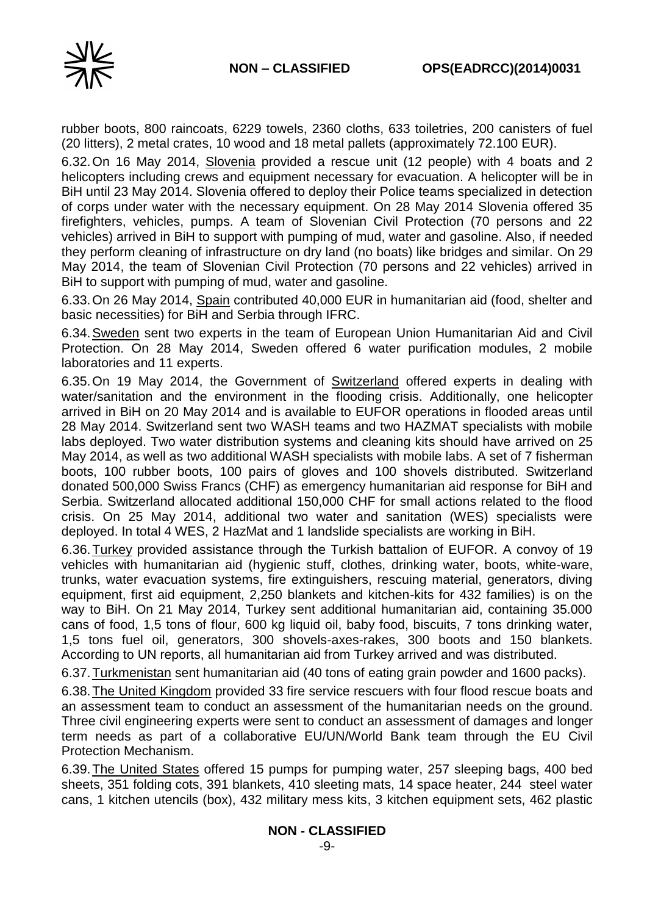rubber boots, 800 raincoats, 6229 towels, 2360 cloths, 633 toiletries, 200 canisters of fuel (20 litters), 2 metal crates, 10 wood and 18 metal pallets (approximately 72.100 EUR).

6.32. On 16 May 2014, Slovenia provided a rescue unit (12 people) with 4 boats and 2 helicopters including crews and equipment necessary for evacuation. A helicopter will be in BiH until 23 May 2014. Slovenia offered to deploy their Police teams specialized in detection of corps under water with the necessary equipment. On 28 May 2014 Slovenia offered 35 firefighters, vehicles, pumps. A team of Slovenian Civil Protection (70 persons and 22 vehicles) arrived in BiH to support with pumping of mud, water and gasoline. Also, if needed they perform cleaning of infrastructure on dry land (no boats) like bridges and similar. On 29 May 2014, the team of Slovenian Civil Protection (70 persons and 22 vehicles) arrived in BiH to support with pumping of mud, water and gasoline.

6.33. On 26 May 2014, Spain contributed 40,000 EUR in humanitarian aid (food, shelter and basic necessities) for BiH and Serbia through IFRC.

6.34. Sweden sent two experts in the team of European Union Humanitarian Aid and Civil Protection. On 28 May 2014, Sweden offered 6 water purification modules, 2 mobile laboratories and 11 experts.

6.35. On 19 May 2014, the Government of Switzerland offered experts in dealing with water/sanitation and the environment in the flooding crisis. Additionally, one helicopter arrived in BiH on 20 May 2014 and is available to EUFOR operations in flooded areas until 28 May 2014. Switzerland sent two WASH teams and two HAZMAT specialists with mobile labs deployed. Two water distribution systems and cleaning kits should have arrived on 25 May 2014, as well as two additional WASH specialists with mobile labs. A set of 7 fisherman boots, 100 rubber boots, 100 pairs of gloves and 100 shovels distributed. Switzerland donated 500,000 Swiss Francs (CHF) as emergency humanitarian aid response for BiH and Serbia. Switzerland allocated additional 150,000 CHF for small actions related to the flood crisis. On 25 May 2014, additional two water and sanitation (WES) specialists were deployed. In total 4 WES, 2 HazMat and 1 landslide specialists are working in BiH.

6.36. Turkey provided assistance through the Turkish battalion of EUFOR. A convoy of 19 vehicles with humanitarian aid (hygienic stuff, clothes, drinking water, boots, white-ware, trunks, water evacuation systems, fire extinguishers, rescuing material, generators, diving equipment, first aid equipment, 2,250 blankets and kitchen-kits for 432 families) is on the way to BiH. On 21 May 2014, Turkey sent additional humanitarian aid, containing 35.000 cans of food, 1,5 tons of flour, 600 kg liquid oil, baby food, biscuits, 7 tons drinking water, 1,5 tons fuel oil, generators, 300 shovels-axes-rakes, 300 boots and 150 blankets. According to UN reports, all humanitarian aid from Turkey arrived and was distributed.

6.37. Turkmenistan sent humanitarian aid (40 tons of eating grain powder and 1600 packs).

6.38. The United Kingdom provided 33 fire service rescuers with four flood rescue boats and an assessment team to conduct an assessment of the humanitarian needs on the ground. Three civil engineering experts were sent to conduct an assessment of damages and longer term needs as part of a collaborative EU/UN/World Bank team through the EU Civil Protection Mechanism.

6.39. The United States offered 15 pumps for pumping water, 257 sleeping bags, 400 bed sheets, 351 folding cots, 391 blankets, 410 sleeting mats, 14 space heater, 244 steel water cans, 1 kitchen utencils (box), 432 military mess kits, 3 kitchen equipment sets, 462 plastic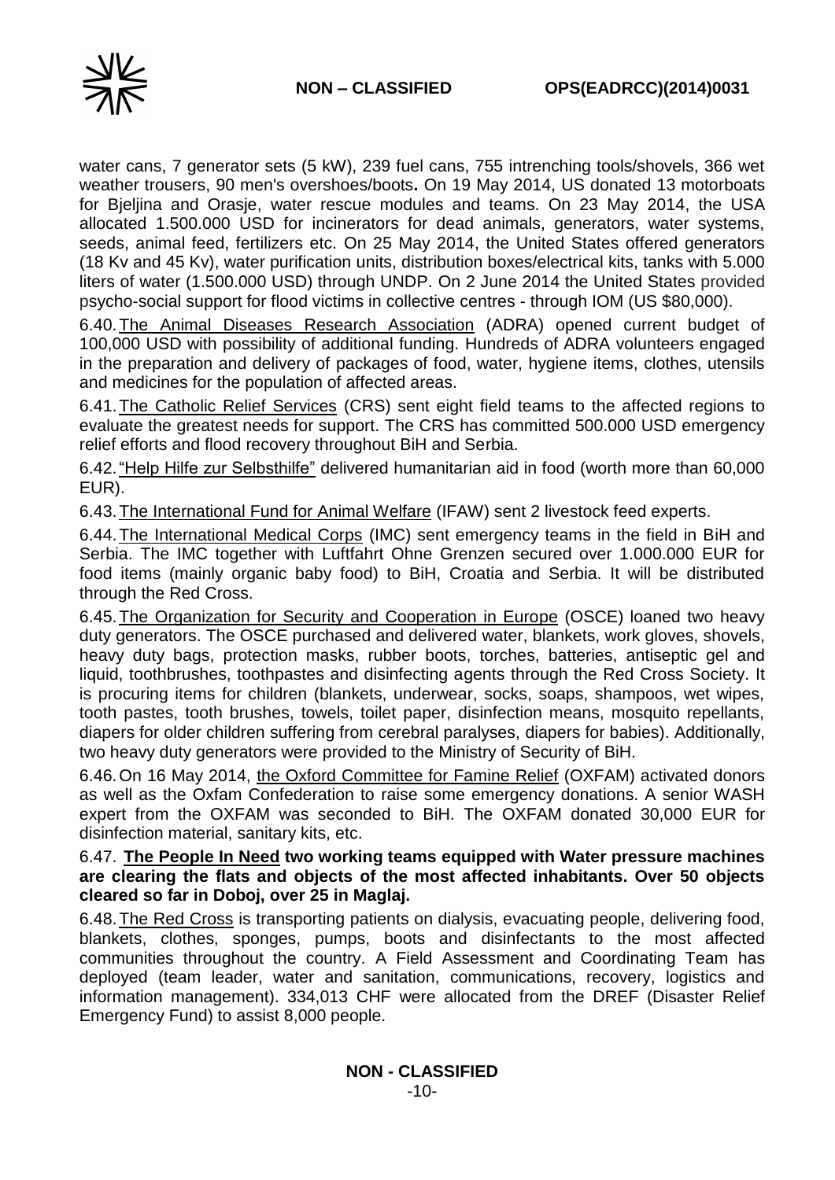water cans, 7 generator sets (5 kW), 239 fuel cans, 755 intrenching tools/shovels, 366 wet weather trousers, 90 men's overshoes/boots**.** On 19 May 2014, US donated 13 motorboats for Bjeljina and Orasje, water rescue modules and teams. On 23 May 2014, the USA allocated 1.500.000 USD for incinerators for dead animals, generators, water systems, seeds, animal feed, fertilizers etc. On 25 May 2014, the United States offered generators (18 Kv and 45 Kv), water purification units, distribution boxes/electrical kits, tanks with 5.000 liters of water (1.500.000 USD) through UNDP. On 2 June 2014 the United States provided psycho-social support for flood victims in collective centres - through IOM (US $80,000).

6.40. The Animal Diseases Research Association (ADRA) opened current budget of 100,000 USD with possibility of additional funding. Hundreds of ADRA volunteers engaged in the preparation and delivery of packages of food, water, hygiene items, clothes, utensils and medicines for the population of affected areas.

6.41. The Catholic Relief Services (CRS) sent eight field teams to the affected regions to evaluate the greatest needs for support. The CRS has committed 500.000 USD emergency relief efforts and flood recovery throughout BiH and Serbia.

6.42. "Help Hilfe zur Selbsthilfe" delivered humanitarian aid in food (worth more than 60,000 EUR).

6.43. The International Fund for Animal Welfare (IFAW) sent 2 livestock feed experts.

6.44. The International Medical Corps (IMC) sent emergency teams in the field in BiH and Serbia. The IMC together with Luftfahrt Ohne Grenzen secured over 1.000.000 EUR for food items (mainly organic baby food) to BiH, Croatia and Serbia. It will be distributed through the Red Cross.

6.45. The Organization for Security and Cooperation in Europe (OSCE) loaned two heavy duty generators. The OSCE purchased and delivered water, blankets, work gloves, shovels, heavy duty bags, protection masks, rubber boots, torches, batteries, antiseptic gel and liquid, toothbrushes, toothpastes and disinfecting agents through the Red Cross Society. It is procuring items for children (blankets, underwear, socks, soaps, shampoos, wet wipes, tooth pastes, tooth brushes, towels, toilet paper, disinfection means, mosquito repellants, diapers for older children suffering from cerebral paralyses, diapers for babies). Additionally, two heavy duty generators were provided to the Ministry of Security of BiH.

6.46. On 16 May 2014, the Oxford Committee for Famine Relief (OXFAM) activated donors as well as the Oxfam Confederation to raise some emergency donations. A senior WASH expert from the OXFAM was seconded to BiH. The OXFAM donated 30,000 EUR for disinfection material, sanitary kits, etc.

**6.47. The People In Need two working teams equipped with Water pressure machines are clearing the flats and objects of the most affected inhabitants. Over 50 objects cleared so far in Doboj, over 25 in Maglaj.**

6.48. The Red Cross is transporting patients on dialysis, evacuating people, delivering food, blankets, clothes, sponges, pumps, boots and disinfectants to the most affected communities throughout the country. A Field Assessment and Coordinating Team has deployed (team leader, water and sanitation, communications, recovery, logistics and information management). 334,013 CHF were allocated from the DREF (Disaster Relief Emergency Fund) to assist 8,000 people.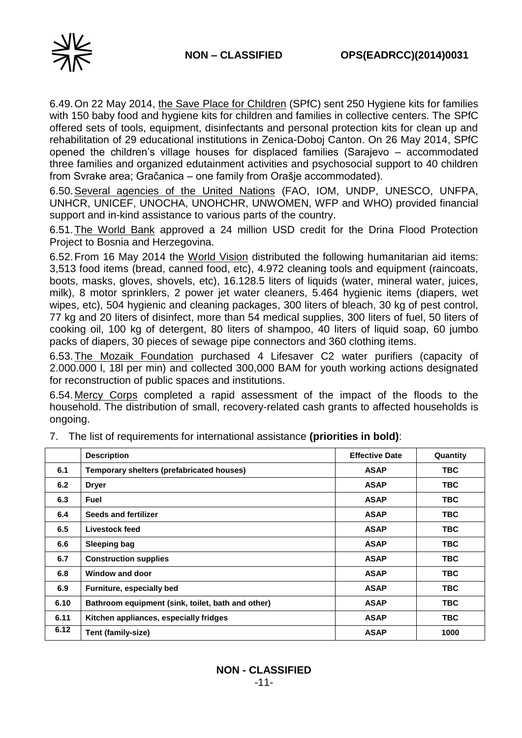6.49. On 22 May 2014, the Save Place for Children (SPfC) sent 250 Hygiene kits for families with 150 baby food and hygiene kits for children and families in collective centers. The SPfC offered sets of tools, equipment, disinfectants and personal protection kits for clean up and rehabilitation of 29 educational institutions in Zenica-Doboj Canton. On 26 May 2014, SPfC opened the children's village houses for displaced families (Sarajevo – accommodated three families and organized edutainment activities and psychosocial support to 40 children from Svrake area; Gračanica – one family from Orašje accommodated).

6.50. Several agencies of the United Nations (FAO, IOM, UNDP, UNESCO, UNFPA, UNHCR, UNICEF, UNOCHA, UNOHCHR, UNWOMEN, WFP and WHO) provided financial support and in-kind assistance to various parts of the country.

6.51. The World Bank approved a 24 million USD credit for the Drina Flood Protection Project to Bosnia and Herzegovina.

6.52. From 16 May 2014 the World Vision distributed the following humanitarian aid items: 3,513 food items (bread, canned food, etc), 4.972 cleaning tools and equipment (raincoats, boots, masks, gloves, shovels, etc), 16.128.5 liters of liquids (water, mineral water, juices, milk), 8 motor sprinklers, 2 power jet water cleaners, 5.464 hygienic items (diapers, wet wipes, etc), 504 hygienic and cleaning packages, 300 liters of bleach, 30 kg of pest control, 77 kg and 20 liters of disinfect, more than 54 medical supplies, 300 liters of fuel, 50 liters of cooking oil, 100 kg of detergent, 80 liters of shampoo, 40 liters of liquid soap, 60 jumbo packs of diapers, 30 pieces of sewage pipe connectors and 360 clothing items.

6.53. The Mozaik Foundation purchased 4 Lifesaver C2 water purifiers (capacity of 2.000.000 l, 18l per min) and collected 300,000 BAM for youth working actions designated for reconstruction of public spaces and institutions.

6.54. Mercy Corps completed a rapid assessment of the impact of the floods to the household. The distribution of small, recovery-related cash grants to affected households is ongoing.

7. The list of requirements for international assistance **(priorities in bold)**:

| | **Description** | **Effective Date** | **Quantity** |
|---|---|---|---|
| **6.1** | **Temporary shelters (prefabricated houses)** | **ASAP** | **TBC** |
| **6.2** | **Dryer** | **ASAP** | **TBC** |
| **6.3** | **Fuel** | **ASAP** | **TBC** |
| **6.4** | **Seeds and fertilizer** | **ASAP** | **TBC** |
| **6.5** | **Livestock feed** | **ASAP** | **TBC** |
| **6.6** | **Sleeping bag** | **ASAP** | **TBC** |
| **6.7** | **Construction supplies** | **ASAP** | **TBC** |
| **6.8** | **Window and door** | **ASAP** | **TBC** |
| **6.9** | **Furniture, especially bed** | **ASAP** | **TBC** |
| **6.10** | **Bathroom equipment (sink, toilet, bath and other)** | **ASAP** | **TBC** |
| **6.11** | **Kitchen appliances, especially fridges** | **ASAP** | **TBC** |
| **6.12** | **Tent (family-size)** | **ASAP** | **1000** |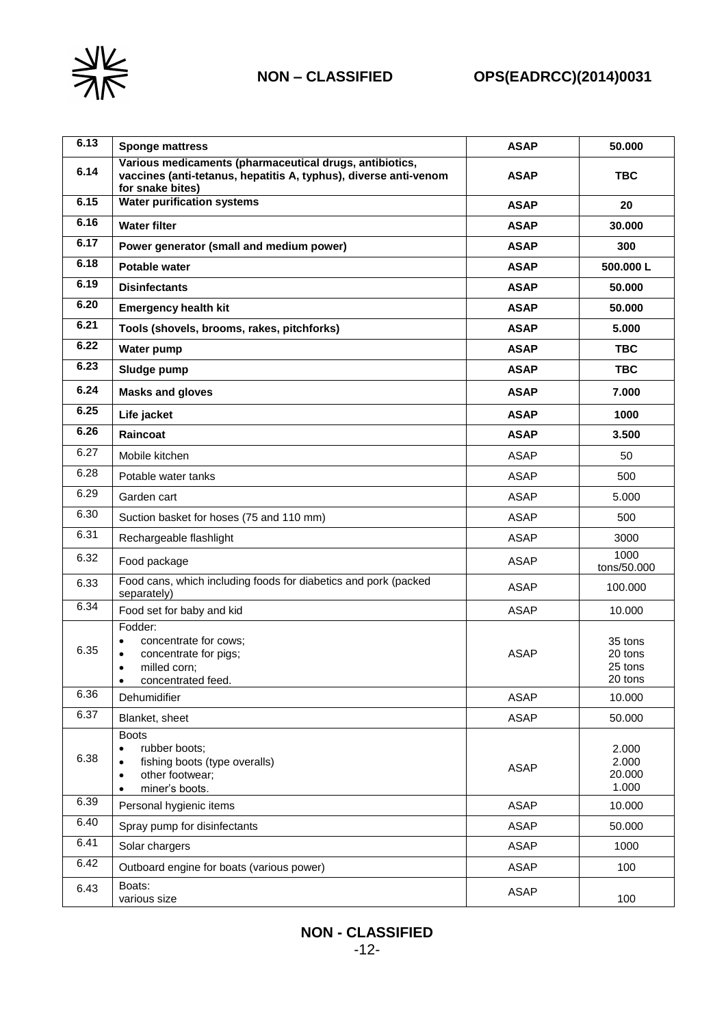| | | | |
|---|---|---|---|
| **6.13** | **Sponge mattress** | **ASAP** | **50.000** |
| **6.14** | **Various medicaments (pharmaceutical drugs, antibiotics, vaccines (anti-tetanus, hepatitis A, typhus), diverse anti-venom for snake bites)** | **ASAP** | **TBC** |
| **6.15** | **Water purification systems** | **ASAP** | **20** |
| **6.16** | **Water filter** | **ASAP** | **30.000** |
| **6.17** | **Power generator (small and medium power)** | **ASAP** | **300** |
| **6.18** | **Potable water** | **ASAP** | **500.000 L** |
| **6.19** | **Disinfectants** | **ASAP** | **50.000** |
| **6.20** | **Emergency health kit** | **ASAP** | **50.000** |
| **6.21** | **Tools (shovels, brooms, rakes, pitchforks)** | **ASAP** | **5.000** |
| **6.22** | **Water pump** | **ASAP** | **TBC** |
| **6.23** | **Sludge pump** | **ASAP** | **TBC** |
| **6.24** | **Masks and gloves** | **ASAP** | **7.000** |
| **6.25** | **Life jacket** | **ASAP** | **1000** |
| **6.26** | **Raincoat** | **ASAP** | **3.500** |
| 6.27 | Mobile kitchen | ASAP | 50 |
| 6.28 | Potable water tanks | ASAP | 500 |
| 6.29 | Garden cart | ASAP | 5.000 |
| 6.30 | Suction basket for hoses (75 and 110 mm) | ASAP | 500 |
| 6.31 | Rechargeable flashlight | ASAP | 3000 |
| 6.32 | Food package | ASAP | 1000 tons/50.000 |
| 6.33 | Food cans, which including foods for diabetics and pork (packed separately) | ASAP | 100.000 |
| 6.34 | Food set for baby and kid | ASAP | 10.000 |
| 6.35 | Fodder:<br>• concentrate for cows;<br>• concentrate for pigs;<br>• milled corn;<br>• concentrated feed. | ASAP | 35 tons<br>20 tons<br>25 tons<br>20 tons |
| 6.36 | Dehumidifier | ASAP | 10.000 |
| 6.37 | Blanket, sheet | ASAP | 50.000 |
| 6.38 | Boots<br>• rubber boots;<br>• fishing boots (type overalls)<br>• other footwear;<br>• miner's boots. | ASAP | 2.000<br>2.000<br>20.000<br>1.000 |
| 6.39 | Personal hygienic items | ASAP | 10.000 |
| 6.40 | Spray pump for disinfectants | ASAP | 50.000 |
| 6.41 | Solar chargers | ASAP | 1000 |
| 6.42 | Outboard engine for boats (various power) | ASAP | 100 |
| 6.43 | Boats:<br>various size | ASAP | 100 |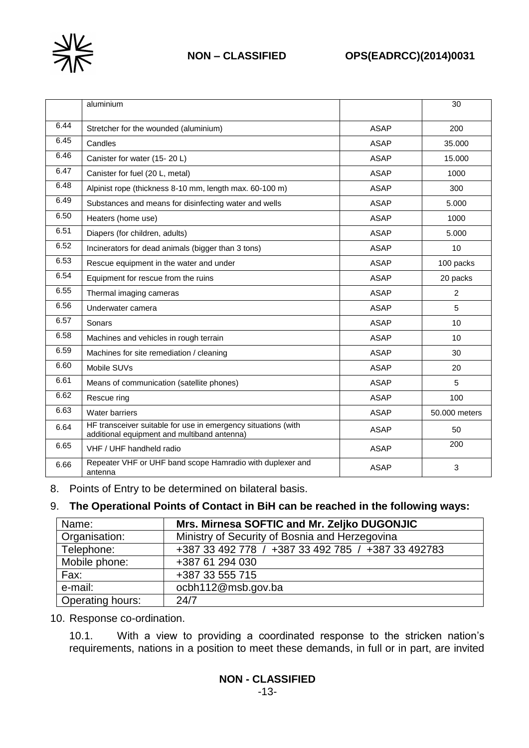| | | | |
|---|---|---|---|
| | aluminium | | 30 |
| 6.44 | Stretcher for the wounded (aluminium) | ASAP | 200 |
| 6.45 | Candles | ASAP | 35.000 |
| 6.46 | Canister for water (15- 20 L) | ASAP | 15.000 |
| 6.47 | Canister for fuel (20 L, metal) | ASAP | 1000 |
| 6.48 | Alpinist rope (thickness 8-10 mm, length max. 60-100 m) | ASAP | 300 |
| 6.49 | Substances and means for disinfecting water and wells | ASAP | 5.000 |
| 6.50 | Heaters (home use) | ASAP | 1000 |
| 6.51 | Diapers (for children, adults) | ASAP | 5.000 |
| 6.52 | Incinerators for dead animals (bigger than 3 tons) | ASAP | 10 |
| 6.53 | Rescue equipment in the water and under | ASAP | 100 packs |
| 6.54 | Equipment for rescue from the ruins | ASAP | 20 packs |
| 6.55 | Thermal imaging cameras | ASAP | 2 |
| 6.56 | Underwater camera | ASAP | 5 |
| 6.57 | Sonars | ASAP | 10 |
| 6.58 | Machines and vehicles in rough terrain | ASAP | 10 |
| 6.59 | Machines for site remediation / cleaning | ASAP | 30 |
| 6.60 | Mobile SUVs | ASAP | 20 |
| 6.61 | Means of communication (satellite phones) | ASAP | 5 |
| 6.62 | Rescue ring | ASAP | 100 |
| 6.63 | Water barriers | ASAP | 50.000 meters |
| 6.64 | HF transceiver suitable for use in emergency situations (with additional equipment and multiband antenna) | ASAP | 50 |
| 6.65 | VHF / UHF handheld radio | ASAP | 200 |
| 6.66 | Repeater VHF or UHF band scope Hamradio with duplexer and antenna | ASAP | 3 |

8. Points of Entry to be determined on bilateral basis.

9. **The Operational Points of Contact in BiH can be reached in the following ways:**

| Name: | **Mrs. Mirnesa SOFTIC and Mr. Zeljko DUGONJIC** |
|---|---|
| Organisation: | Ministry of Security of Bosnia and Herzegovina |
| Telephone: | +387 33 492 778 / +387 33 492 785 / +387 33 492783 |
| Mobile phone: | +387 61 294 030 |
| Fax: | +387 33 555 715 |
| e-mail: | ocbh112@msb.gov.ba |
| Operating hours: | 24/7 |

10. Response co-ordination.

10.1. With a view to providing a coordinated response to the stricken nation's requirements, nations in a position to meet these demands, in full or in part, are invited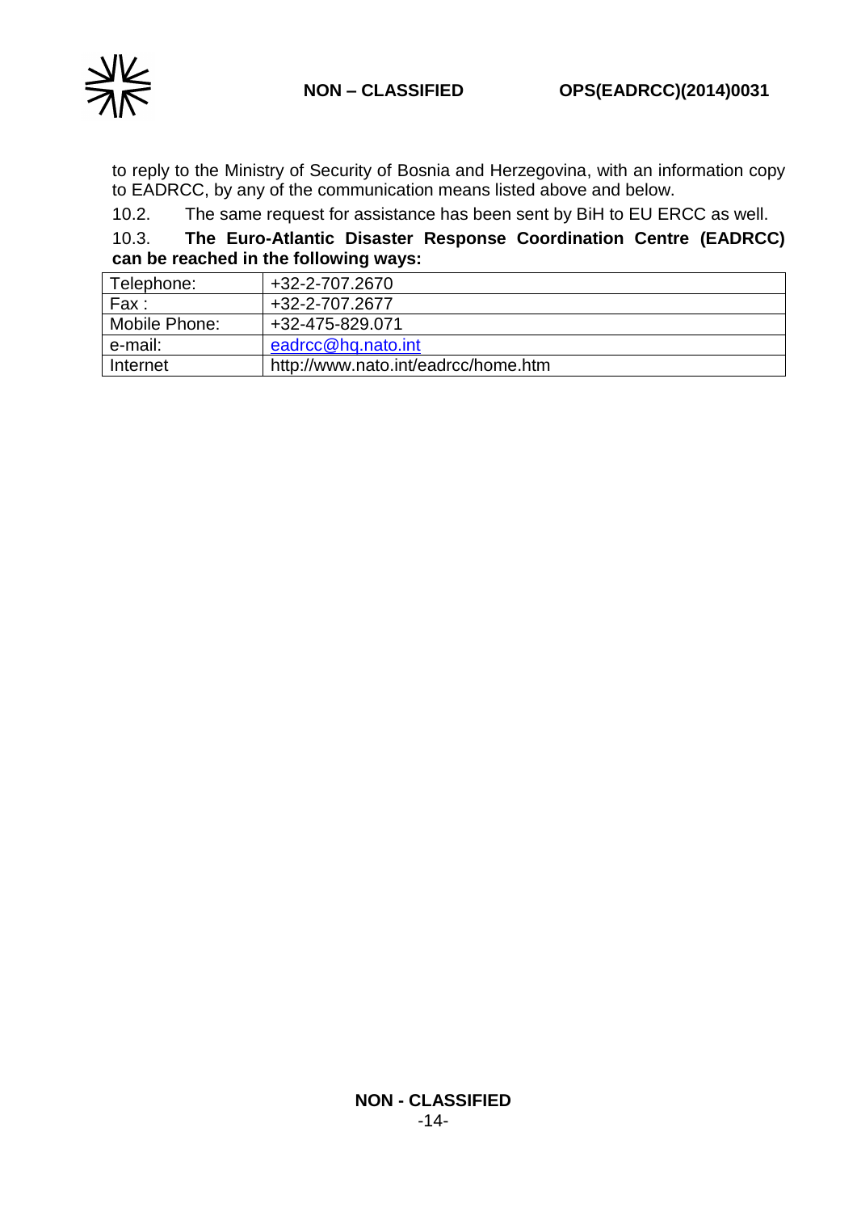to reply to the Ministry of Security of Bosnia and Herzegovina, with an information copy to EADRCC, by any of the communication means listed above and below.

10.2. The same request for assistance has been sent by BiH to EU ERCC as well.

10.3. **The Euro-Atlantic Disaster Response Coordination Centre (EADRCC) can be reached in the following ways:**

| | |
|---|---|
| Telephone: | +32-2-707.2670 |
| Fax : | +32-2-707.2677 |
| Mobile Phone: | +32-475-829.071 |
| e-mail: | eadrcc@hq.nato.int |
| Internet | http://www.nato.int/eadrcc/home.htm |